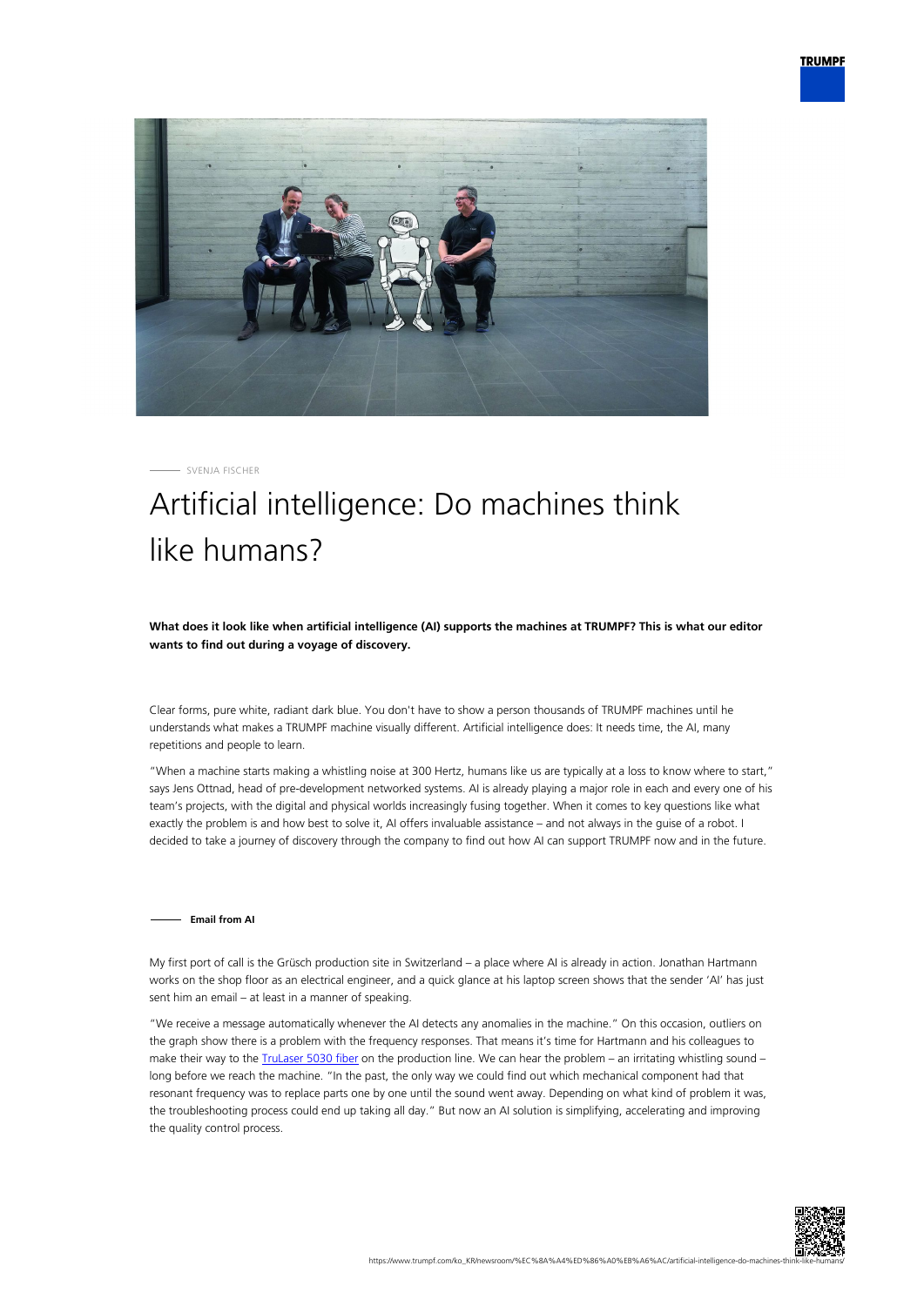SVENJA FISCHER

# Artificial intelligence: Do machines think like humans?

**What does it look like when artificial intelligence (AI) supports the machines at TRUMPF? This is what our editor wants to find out during a voyage of discovery.**

Clear forms, pure white, radiant dark blue. You don't have to show a person thousands of TRUMPF machines until he understands what makes a TRUMPF machine visually different. Artificial intelligence does: It needs time, the AI, many repetitions and people to learn.

"When a machine starts making a whistling noise at 300 Hertz, humans like us are typically at a loss to know where to start," says Jens Ottnad, head of pre-development networked systems. AI is already playing a major role in each and every one of his team's projects, with the digital and physical worlds increasingly fusing together. When it comes to key questions like what exactly the problem is and how best to solve it, AI offers invaluable assistance – and not always in the guise of a robot. I decided to take a journey of discovery through the company to find out how AI can support TRUMPF now and in the future.

## Email from AI

My first port of call is the Grüsch production site in Switzerland – a place where AI is already in action. Jonathan Hartmann works on the shop floor as an electrical engineer, and a quick glance at his laptop screen shows that the sender 'AI' has just sent him an email – at least in a manner of speaking.

"We receive a message automatically whenever the AI detects any anomalies in the machine." On this occasion, outliers on the graph show there is a problem with the frequency responses. That means it's time for Hartmann and his colleagues to make their way to the TruLaser 5030 fiber on the production line. We can hear the problem – an irritating whistling sound – long before we reach the machine. "In the past, the only way we could find out which mechanical component had that resonant frequency was to replace parts one by one until the sound went away. Depending on what kind of problem it was, the troubleshooting process could end up taking all day." But now an AI solution is simplifying, accelerating and improving the quality control process.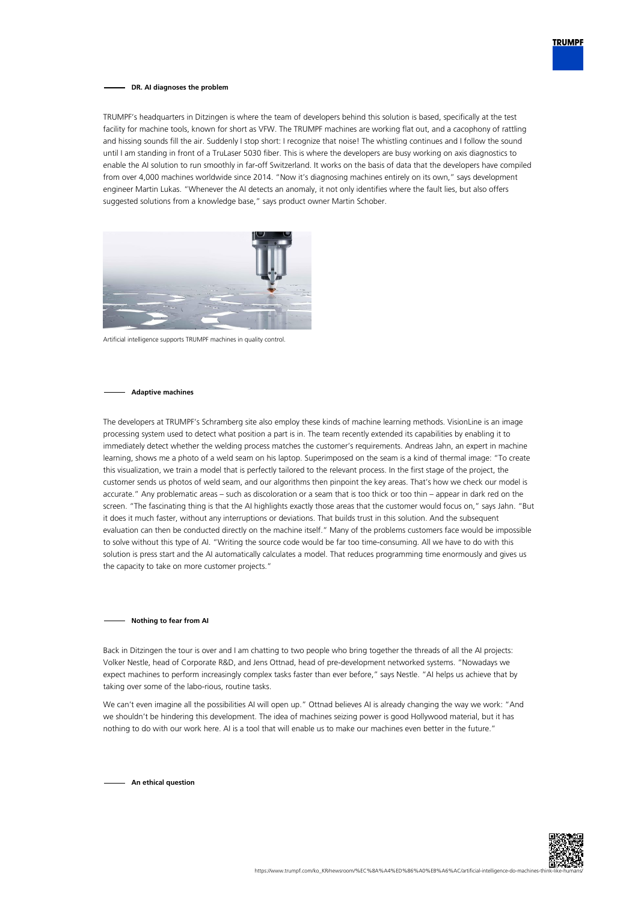## DR. AI diagnoses the problem

TRUMPF's headquarters in Ditzingen is where the team of developers behind this solution is based, specifically at the test facility for machine tools, known for short as VFW. The TRUMPF machines are working flat out, and a cacophony of rattling and hissing sounds fill the air. Suddenly I stop short: I recognize that noise! The whistling continues and I follow the sound until I am standing in front of a TruLaser 5030 fiber. This is where the developers are busy working on axis diagnostics to enable the AI solution to run smoothly in far-off Switzerland. It works on the basis of data that the developers have compiled from over 4,000 machines worldwide since 2014. "Now it's diagnosing machines entirely on its own," says development engineer Martin Lukas. "Whenever the AI detects an anomaly, it not only identifies where the fault lies, but also offers suggested solutions from a knowledge base," says product owner Martin Schober.

Artificial intelligence supports TRUMPF machines in quality control.

## Adaptive machines

The developers at TRUMPF's Schramberg site also employ these kinds of machine learning methods. VisionLine is an image processing system used to detect what position a part is in. The team recently extended its capabilities by enabling it to immediately detect whether the welding process matches the customer's requirements. Andreas Jahn, an expert in machine learning, shows me a photo of a weld seam on his laptop. Superimposed on the seam is a kind of thermal image: "To create this visualization, we train a model that is perfectly tailored to the relevant process. In the first stage of the project, the customer sends us photos of weld seam, and our algorithms then pinpoint the key areas. That's how we check our model is accurate." Any problematic areas – such as discoloration or a seam that is too thick or too thin – appear in dark red on the screen. "The fascinating thing is that the AI highlights exactly those areas that the customer would focus on," says Jahn. "But it does it much faster, without any interruptions or deviations. That builds trust in this solution. And the subsequent evaluation can then be conducted directly on the machine itself." Many of the problems customers face would be impossible to solve without this type of AI. "Writing the source code would be far too time-consuming. All we have to do with this solution is press start and the AI automatically calculates a model. That reduces programming time enormously and gives us the capacity to take on more customer projects."

## Nothing to fear from AI

Back in Ditzingen the tour is over and I am chatting to two people who bring together the threads of all the AI projects: Volker Nestle, head of Corporate R&D, and Jens Ottnad, head of pre-development networked systems. "Nowadays we expect machines to perform increasingly complex tasks faster than ever before," says Nestle. "AI helps us achieve that by taking over some of the labo-rious, routine tasks.

We can't even imagine all the possibilities AI will open up." Ottnad believes AI is already changing the way we work: "And we shouldn't be hindering this development. The idea of machines seizing power is good Hollywood material, but it has nothing to do with our work here. AI is a tool that will enable us to make our machines even better in the future."

## An ethical question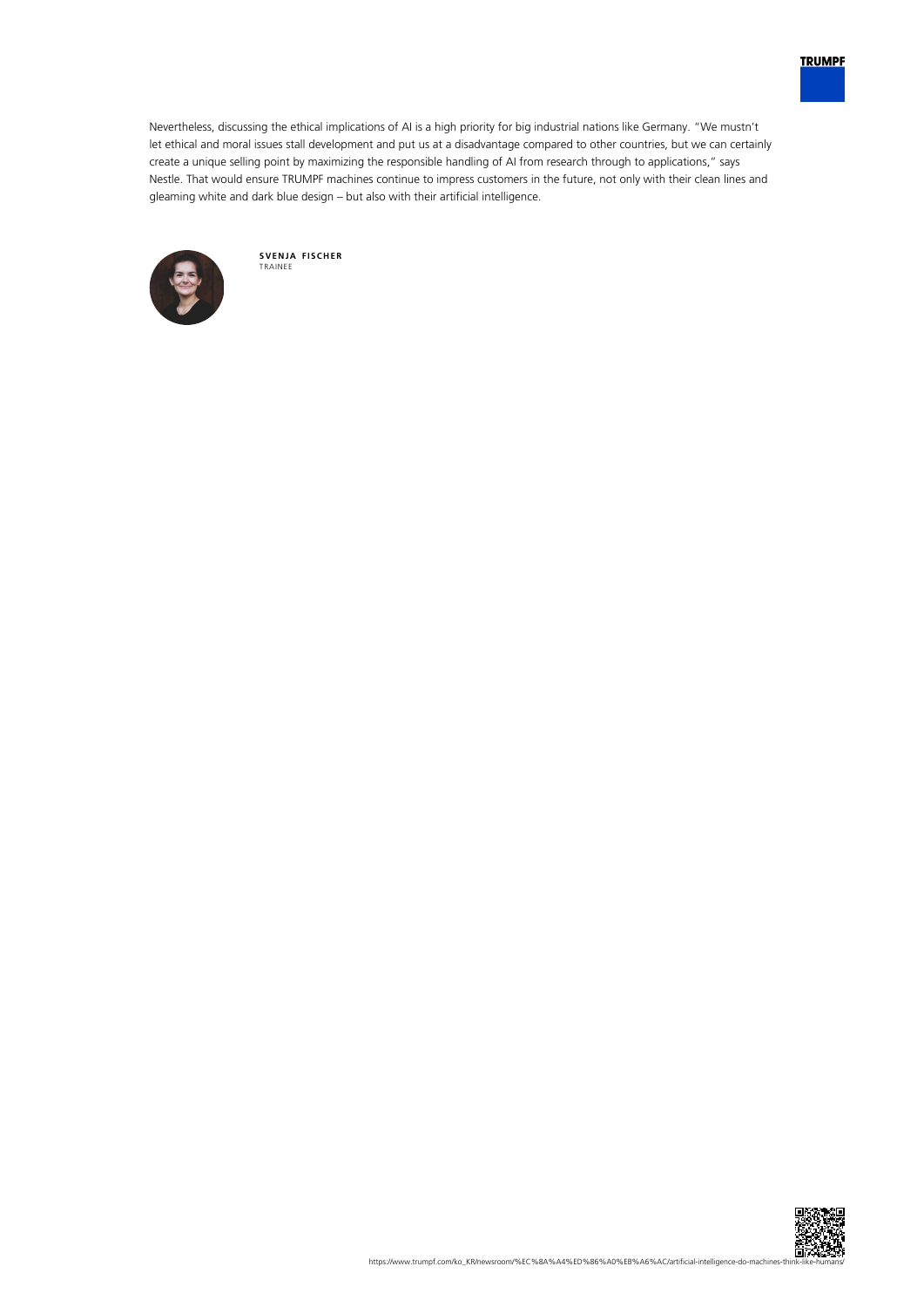Nevertheless, discussing the ethical implications of AI is a high priority for big industrial nations like Germany. "We mustn't let ethical and moral issues stall development and put us at a disadvantage compared to other countries, but we can certainly create a unique selling point by maximizing the responsible handling of AI from research through to applications," says Nestle. That would ensure TRUMPF machines continue to impress customers in the future, not only with their clean lines and gleaming white and dark blue design – but also with their artificial intelligence.

**SVENJA FISCHER**
TRAINEE